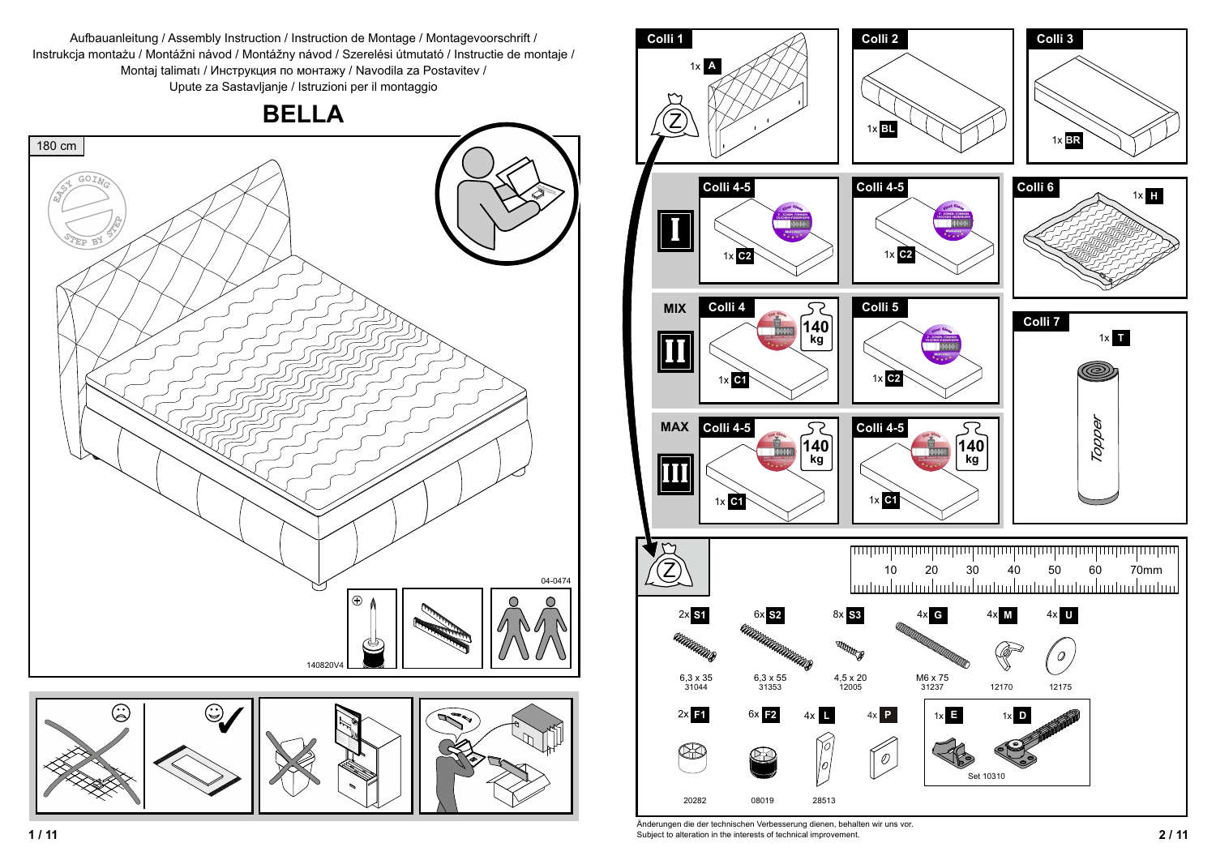Aufbauanleitung / Assembly Instruction / Instruction de Montage / Montagevoorschrift / Instrukcja montażu / Montážni návod / Montážny návod / Szerelési útmutató / Instructie de montaje / Montaj talimatı / Инструкция по монтажу / Navodila za Postavitev / Upute za Sastavljanje / Istruzioni per il montaggio

# BELLA

180 cm

04-0474

140820V4

**Colli 1** — 1x A

**Colli 2** — 1x BL

**Colli 3** — 1x BR

**I**

- Colli 4-5 — 1x C2
- Colli 4-5 — 1x C2

**MIX II**

- Colli 4 — 1x C1 (140 kg)
- Colli 5 — 1x C2

**MAX III**

- Colli 4-5 — 1x C1 (140 kg)
- Colli 4-5 — 1x C1 (140 kg)

**Colli 6** — 1x H

**Colli 7** — 1x T (Topper)

Z

| Qty | Part | Size | No. |
|---|---|---|---|
| 2x | S1 | 6,3 x 35 | 31044 |
| 6x | S2 | 6,3 x 55 | 31353 |
| 8x | S3 | 4,5 x 20 | 12005 |
| 4x | G | M6 x 75 | 31237 |
| 4x | M | | 12170 |
| 4x | U | | 12175 |
| 2x | F1 | | 20282 |
| 6x | F2 | | 08019 |
| 4x | L | | 28513 |
| 4x | P | | |
| 1x | E | | Set 10310 |
| 1x | D | | Set 10310 |

Änderungen die der technischen Verbesserung dienen, behalten wir uns vor.
Subject to alteration in the interests of technical improvement.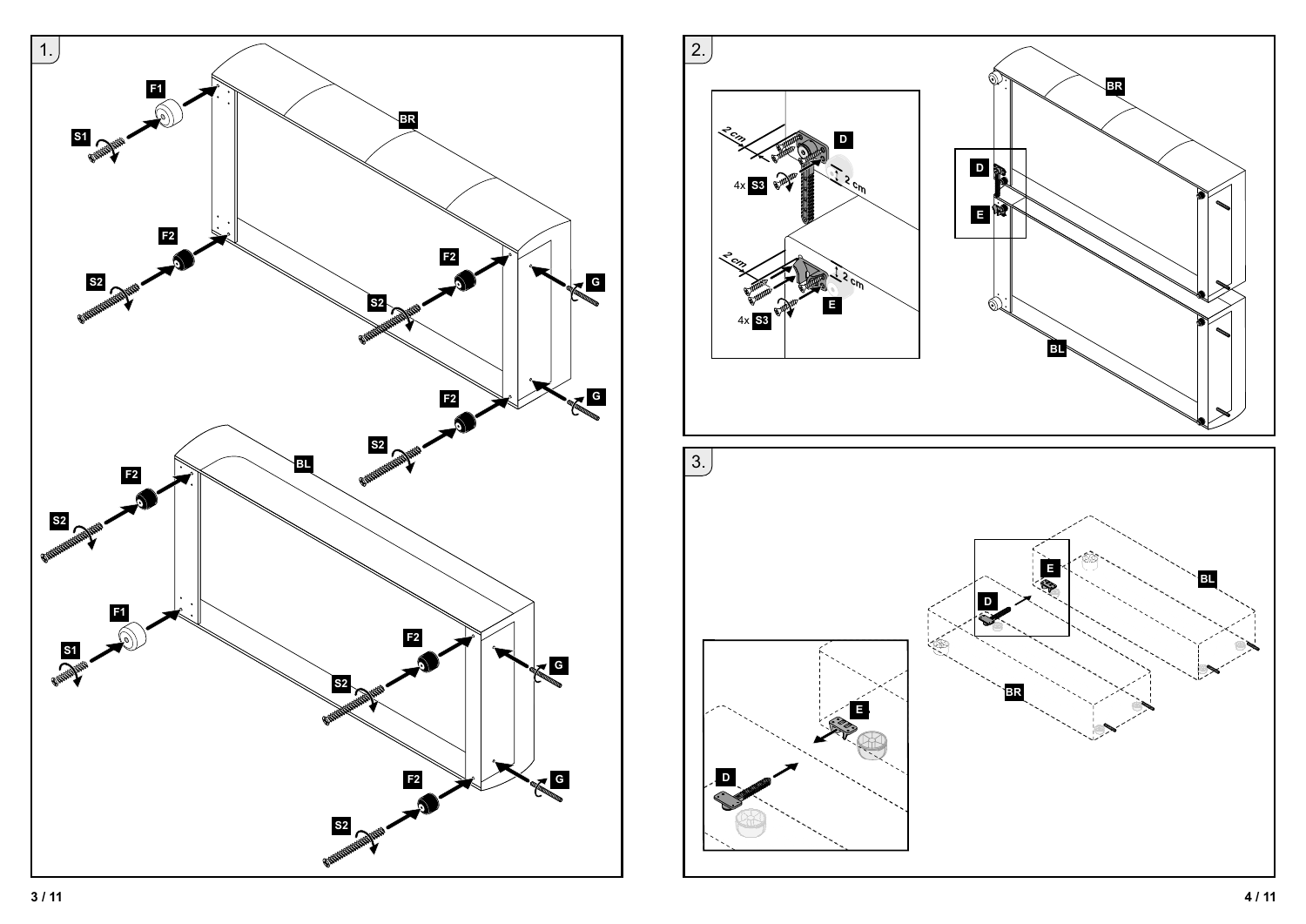1.

F1 S1 BR F2 S2 F2 S2 G F2 S2 G

F2 S2 BL F1 S1 F2 S2 G F2 S2 G

2.

2 cm D 4x S3 2 cm

2 cm 2 cm 4x S3 E

BR D E BL

3.

E BL D BR

E D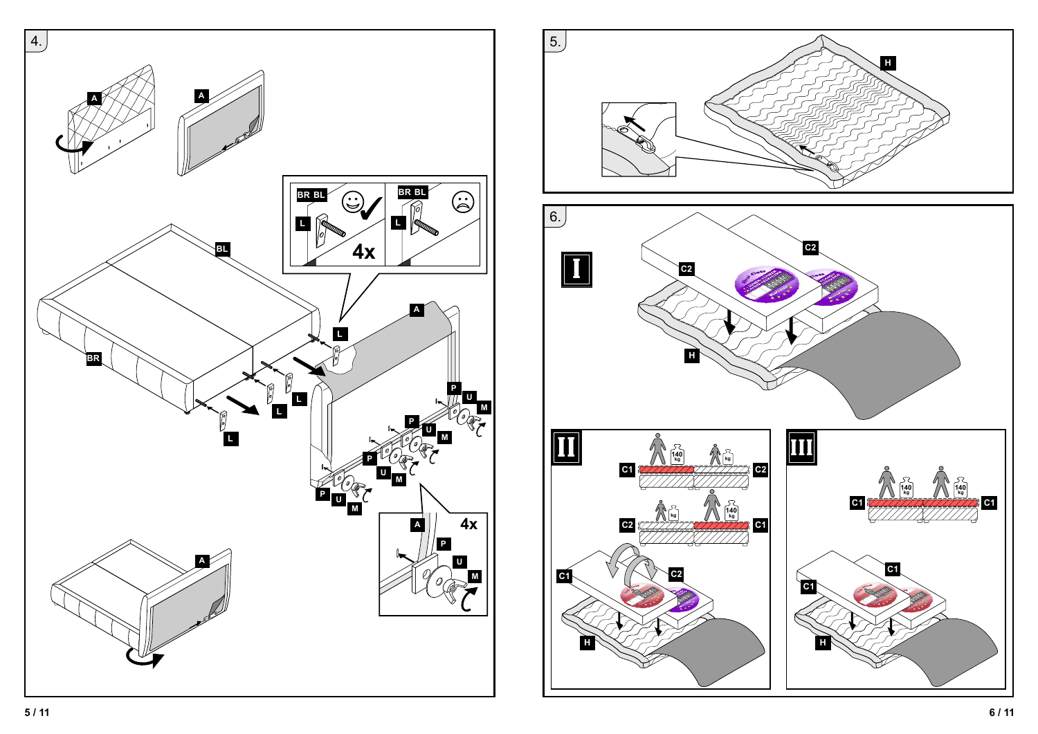4.

A

A

BL

BR

BR BL

L

4x

BR BL

L

L

A

L

L

L

L

P

U

M

P

U

M

P

U

M

P

U

M

A

4x

A

P

U

M

A

5.

H

6.

I

C2

C2

H

II

C1

140 kg

kg

C2

C2

kg

140 kg

C1

C1

C2

H

III

140 kg

140 kg

C1

C1

C1

C1

H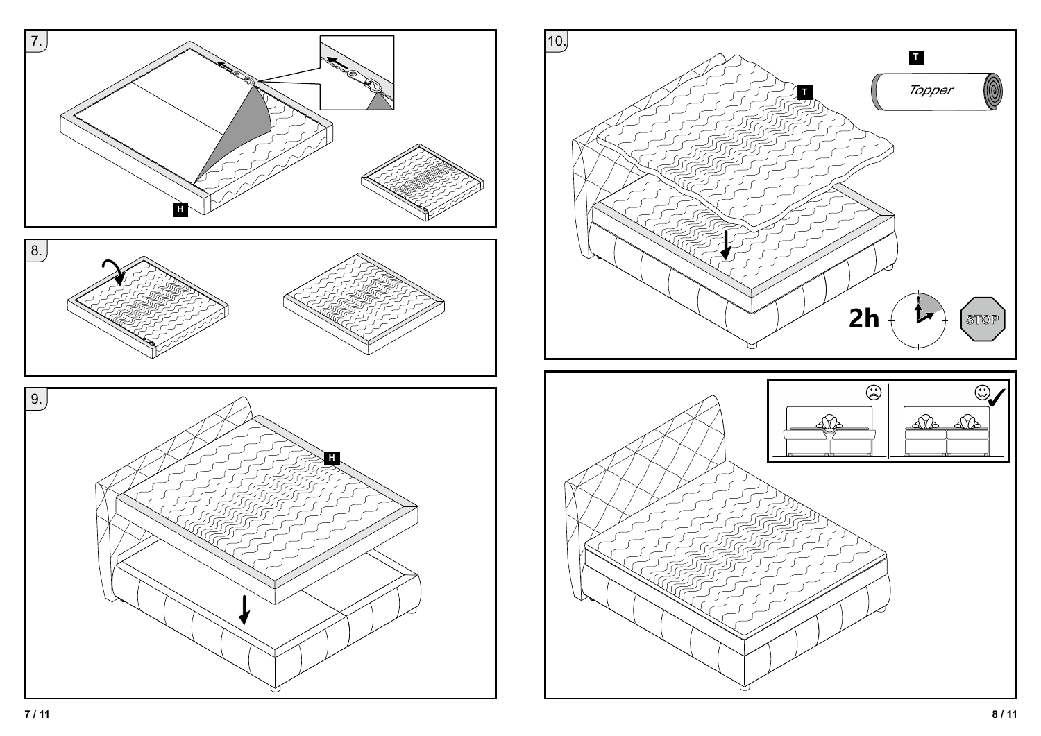7.

H

8.

9.

H

10.

T

T

*Topper*

2h

STOP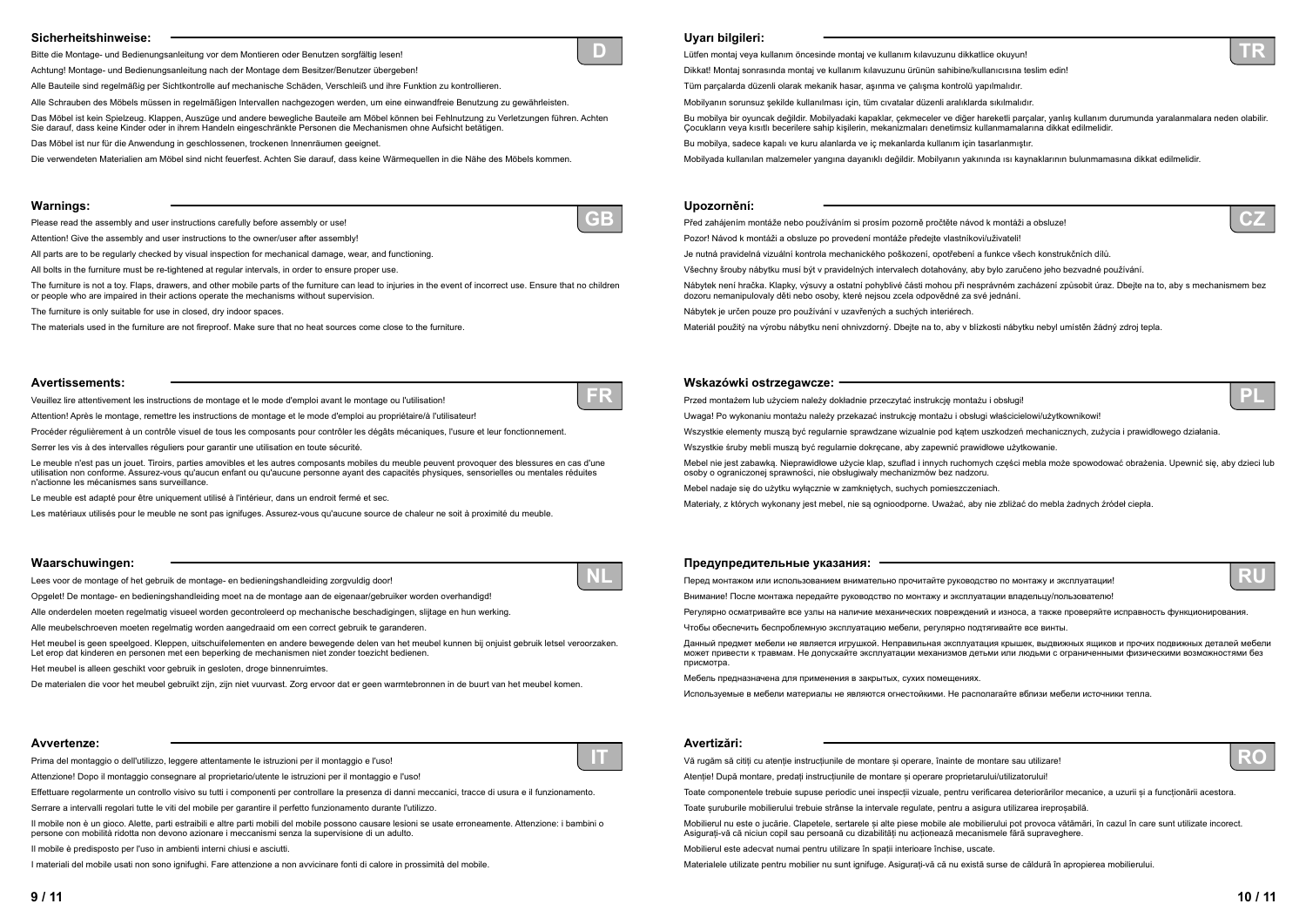## Sicherheitshinweise:

D

Bitte die Montage- und Bedienungsanleitung vor dem Montieren oder Benutzen sorgfältig lesen!

Achtung! Montage- und Bedienungsanleitung nach der Montage dem Besitzer/Benutzer übergeben!

Alle Bauteile sind regelmäßig per Sichtkontrolle auf mechanische Schäden, Verschleiß und ihre Funktion zu kontrollieren.

Alle Schrauben des Möbels müssen in regelmäßigen Intervallen nachgezogen werden, um eine einwandfreie Benutzung zu gewährleisten.

Das Möbel ist kein Spielzeug. Klappen, Auszüge und andere bewegliche Bauteile am Möbel können bei Fehlnutzung zu Verletzungen führen. Achten Sie darauf, dass keine Kinder oder in ihrem Handeln eingeschränkte Personen die Mechanismen ohne Aufsicht betätigen.

Das Möbel ist nur für die Anwendung in geschlossenen, trockenen Innenräumen geeignet.

Die verwendeten Materialien am Möbel sind nicht feuerfest. Achten Sie darauf, dass keine Wärmequellen in die Nähe des Möbels kommen.

## Warnings:

GB

Please read the assembly and user instructions carefully before assembly or use!

Attention! Give the assembly and user instructions to the owner/user after assembly!

All parts are to be regularly checked by visual inspection for mechanical damage, wear, and functioning.

All bolts in the furniture must be re-tightened at regular intervals, in order to ensure proper use.

The furniture is not a toy. Flaps, drawers, and other mobile parts of the furniture can lead to injuries in the event of incorrect use. Ensure that no children or people who are impaired in their actions operate the mechanisms without supervision.

The furniture is only suitable for use in closed, dry indoor spaces.

The materials used in the furniture are not fireproof. Make sure that no heat sources come close to the furniture.

## Avertissements:

FR

Veuillez lire attentivement les instructions de montage et le mode d'emploi avant le montage ou l'utilisation!

Attention! Après le montage, remettre les instructions de montage et le mode d'emploi au propriétaire/à l'utilisateur!

Procéder régulièrement à un contrôle visuel de tous les composants pour contrôler les dégâts mécaniques, l'usure et leur fonctionnement.

Serrer les vis à des intervalles réguliers pour garantir une utilisation en toute sécurité.

Le meuble n'est pas un jouet. Tiroirs, parties amovibles et les autres composants mobiles du meuble peuvent provoquer des blessures en cas d'une utilisation non conforme. Assurez-vous qu'aucun enfant ou qu'aucune personne ayant des capacités physiques, sensorielles ou mentales réduites n'actionne les mécanismes sans surveillance.

Le meuble est adapté pour être uniquement utilisé à l'intérieur, dans un endroit fermé et sec.

Les matériaux utilisés pour le meuble ne sont pas ignifuges. Assurez-vous qu'aucune source de chaleur ne soit à proximité du meuble.

## Waarschuwingen:

NL

Lees voor de montage of het gebruik de montage- en bedieningshandleiding zorgvuldig door!

Opgelet! De montage- en bedieningshandleiding moet na de montage aan de eigenaar/gebruiker worden overhandigd!

Alle onderdelen moeten regelmatig visueel worden gecontroleerd op mechanische beschadigingen, slijtage en hun werking.

Alle meubelschroeven moeten regelmatig worden aangedraaid om een correct gebruik te garanderen.

Het meubel is geen speelgoed. Kleppen, uitschuifelementen en andere bewegende delen van het meubel kunnen bij onjuist gebruik letsel veroorzaken. Let erop dat kinderen en personen met een beperking de mechanismen niet zonder toezicht bedienen.

Het meubel is alleen geschikt voor gebruik in gesloten, droge binnenruimtes.

De materialen die voor het meubel gebruikt zijn, zijn niet vuurvast. Zorg ervoor dat er geen warmtebronnen in de buurt van het meubel komen.

## Avvertenze:

IT

Prima del montaggio o dell'utilizzo, leggere attentamente le istruzioni per il montaggio e l'uso!

Attenzione! Dopo il montaggio consegnare al proprietario/utente le istruzioni per il montaggio e l'uso!

Effettuare regolarmente un controllo visivo su tutti i componenti per controllare la presenza di danni meccanici, tracce di usura e il funzionamento.

Serrare a intervalli regolari tutte le viti del mobile per garantire il perfetto funzionamento durante l'utilizzo.

Il mobile non è un gioco. Alette, parti estraibili e altre parti mobili del mobile possono causare lesioni se usate erroneamente. Attenzione: i bambini o persone con mobilità ridotta non devono azionare i meccanismi senza la supervisione di un adulto.

Il mobile è predisposto per l'uso in ambienti interni chiusi e asciutti.

I materiali del mobile usati non sono ignifughi. Fare attenzione a non avvicinare fonti di calore in prossimità del mobile.

## Uyarı bilgileri:

TR

Lütfen montaj veya kullanım öncesinde montaj ve kullanım kılavuzunu dikkatlice okuyun!

Dikkat! Montaj sonrasında montaj ve kullanım kılavuzunu ürünün sahibine/kullanıcısına teslim edin!

Tüm parçalarda düzenli olarak mekanik hasar, aşınma ve çalışma kontrolü yapılmalıdır.

Mobilyanın sorunsuz şekilde kullanılması için, tüm cıvatalar düzenli aralıklarda sıkılmalıdır.

Bu mobilya bir oyuncak değildir. Mobilyadaki kapaklar, çekmeceler ve diğer hareketli parçalar, yanlış kullanım durumunda yaralanmalara neden olabilir. Çocukların veya kısıtlı becerilere sahip kişilerin, mekanizmaları denetimsiz kullanmamalarına dikkat edilmelidir.

Bu mobilya, sadece kapalı ve kuru alanlarda ve iç mekanlarda kullanım için tasarlanmıştır.

Mobilyada kullanılan malzemeler yangına dayanıklı değildir. Mobilyanın yakınında ısı kaynaklarının bulunmamasına dikkat edilmelidir.

## Upozornění:

CZ

Před zahájením montáže nebo používáním si prosím pozorně pročtěte návod k montáži a obsluze!

Pozor! Návod k montáži a obsluze po provedení montáže předejte vlastníkovi/uživateli!

Je nutná pravidelná vizuální kontrola mechanického poškození, opotřebení a funkce všech konstrukčních dílů.

Všechny šrouby nábytku musí být v pravidelných intervalech dotahovány, aby bylo zaručeno jeho bezvadné používání.

Nábytek není hračka. Klapky, výsuvy a ostatní pohyblivé části mohou při nesprávném zacházení způsobit úraz. Dbejte na to, aby s mechanismem bez dozoru nemanipulovaly děti nebo osoby, které nejsou zcela odpovědné za své jednání.

Nábytek je určen pouze pro používání v uzavřených a suchých interiérech.

Materiál použitý na výrobu nábytku není ohnivzdorný. Dbejte na to, aby v blízkosti nábytku nebyl umístěn žádný zdroj tepla.

## Wskazówki ostrzegawcze:

PL

Przed montażem lub użyciem należy dokładnie przeczytać instrukcję montażu i obsługi!

Uwaga! Po wykonaniu montażu należy przekazać instrukcję montażu i obsługi właścicielowi/użytkownikowi!

Wszystkie elementy muszą być regularnie sprawdzane wizualnie pod kątem uszkodzeń mechanicznych, zużycia i prawidłowego działania.

Wszystkie śruby mebli muszą być regularnie dokręcane, aby zapewnić prawidłowe użytkowanie.

Mebel nie jest zabawką. Nieprawidłowe użycie klap, szuflad i innych ruchomych części mebla może spowodować obrażenia. Upewnić się, aby dzieci lub osoby o ograniczonej sprawności, nie obsługiwały mechanizmów bez nadzoru.

Mebel nadaje się do użytku wyłącznie w zamkniętych, suchych pomieszczeniach.

Materiały, z których wykonany jest mebel, nie są ognioodporne. Uważać, aby nie zbliżać do mebla żadnych źródeł ciepła.

## Предупредительные указания:

RU

Перед монтажом или использованием внимательно прочитайте руководство по монтажу и эксплуатации!

Внимание! После монтажа передайте руководство по монтажу и эксплуатации владельцу/пользователю!

Регулярно осматривайте все узлы на наличие механических повреждений и износа, а также проверяйте исправность функционирования.

Чтобы обеспечить беспроблемную эксплуатацию мебели, регулярно подтягивайте все винты.

Данный предмет мебели не является игрушкой. Неправильная эксплуатация крышек, выдвижных ящиков и прочих подвижных деталей мебели может привести к травмам. Не допускайте эксплуатации механизмов детьми или людьми с ограниченными физическими возможностями без присмотра.

Мебель предназначена для применения в закрытых, сухих помещениях.

Используемые в мебели материалы не являются огнестойкими. Не располагайте вблизи мебели источники тепла.

## Avertizări:

RO

Vă rugăm să citiți cu atenție instrucțiunile de montare și operare, înainte de montare sau utilizare!

Atenție! După montare, predați instrucțiunile de montare și operare proprietarului/utilizatorului!

Toate componentele trebuie supuse periodic unei inspecții vizuale, pentru verificarea deteriorărilor mecanice, a uzurii și a funcționării acestora.

Toate șuruburile mobilierului trebuie strânse la intervale regulate, pentru a asigura utilizarea ireproșabilă.

Mobilierul nu este o jucărie. Clapetele, sertarele și alte piese mobile ale mobilierului pot provoca vătămări, în cazul în care sunt utilizate incorect. Asigurați-vă că niciun copil sau persoană cu dizabilități nu acționează mecanismele fără supraveghere.

Mobilierul este adecvat numai pentru utilizare în spații interioare închise, uscate.

Materialele utilizate pentru mobilier nu sunt ignifuge. Asigurați-vă că nu există surse de căldură în apropierea mobilierului.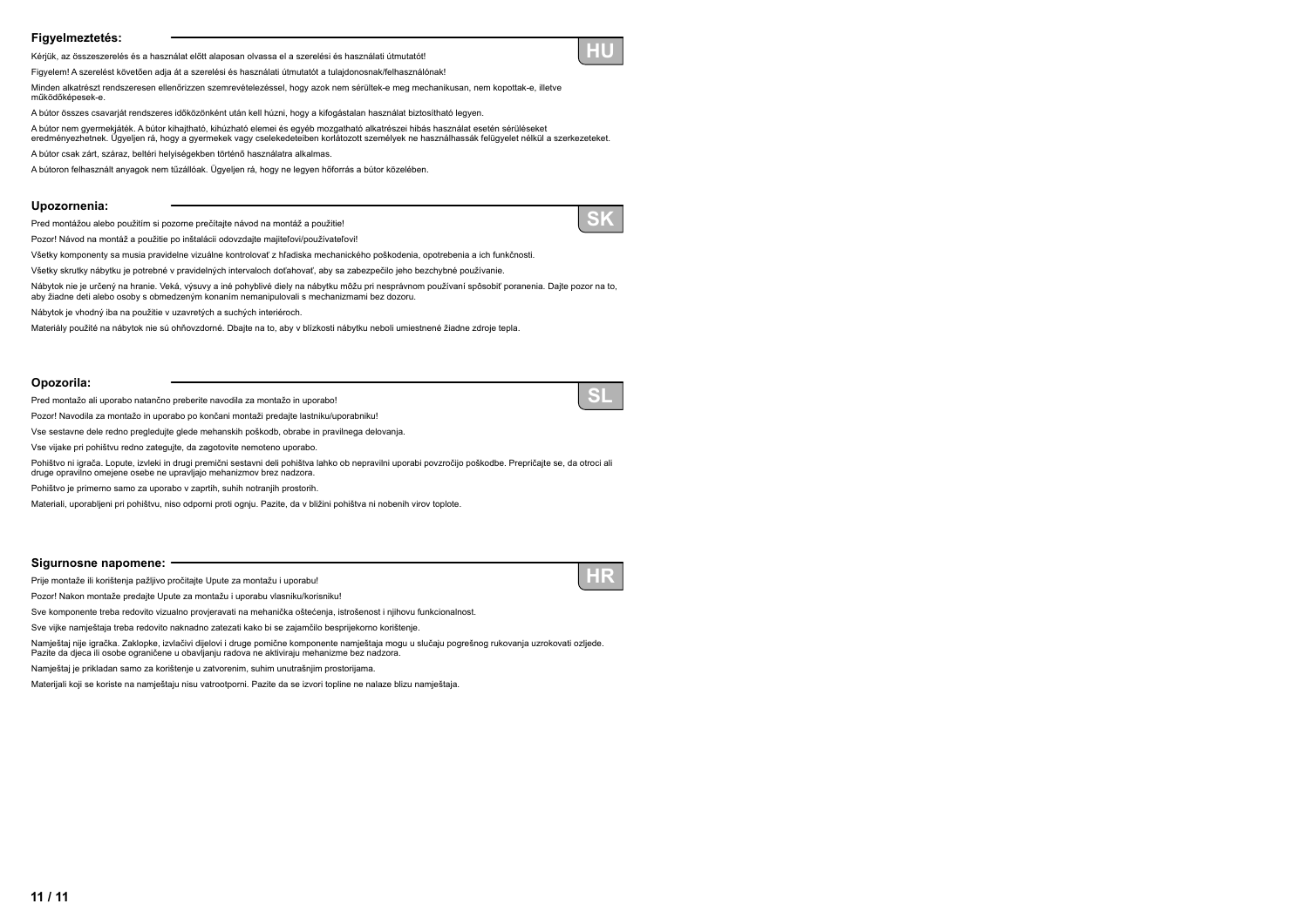## Figyelmeztetés:

**HU**

Kérjük, az összeszerelés és a használat előtt alaposan olvassa el a szerelési és használati útmutatót!

Figyelem! A szerelést követően adja át a szerelési és használati útmutatót a tulajdonosnak/felhasználónak!

Minden alkatrészt rendszeresen ellenőrizzen szemrevételezéssel, hogy azok nem sérültek-e meg mechanikusan, nem kopottak-e, illetve működőképesek-e.

A bútor összes csavarját rendszeres időközönként után kell húzni, hogy a kifogástalan használat biztosítható legyen.

A bútor nem gyermekjáték. A bútor kihajtható, kihúzható elemei és egyéb mozgatható alkatrészei hibás használat esetén sérüléseket eredményezhetnek. Ügyeljen rá, hogy a gyermekek vagy cselekedeteiben korlátozott személyek ne használhassák felügyelet nélkül a szerkezeteket.

A bútor csak zárt, száraz, beltéri helyiségekben történő használatra alkalmas.

A bútoron felhasznált anyagok nem tűzállóak. Ügyeljen rá, hogy ne legyen hőforrás a bútor közelében.

## Upozornenia:

**SK**

Pred montážou alebo použitím si pozorne prečítajte návod na montáž a použitie!

Pozor! Návod na montáž a použitie po inštalácii odovzdajte majiteľovi/používateľovi!

Všetky komponenty sa musia pravidelne vizuálne kontrolovať z hľadiska mechanického poškodenia, opotrebenia a ich funkčnosti.

Všetky skrutky nábytku je potrebné v pravidelných intervaloch doťahovať, aby sa zabezpečilo jeho bezchybné používanie.

Nábytok nie je určený na hranie. Veká, výsuvy a iné pohyblivé diely na nábytku môžu pri nesprávnom používaní spôsobiť poranenia. Dajte pozor na to, aby žiadne deti alebo osoby s obmedzeným konaním nemanipulovali s mechanizmami bez dozoru.

Nábytok je vhodný iba na použitie v uzavretých a suchých interiéroch.

Materiály použité na nábytok nie sú ohňovzdorné. Dbajte na to, aby v blízkosti nábytku neboli umiestnené žiadne zdroje tepla.

## Opozorila:

**SL**

Pred montažo ali uporabo natančno preberite navodila za montažo in uporabo!

Pozor! Navodila za montažo in uporabo po končani montaži predajte lastniku/uporabniku!

Vse sestavne dele redno pregledujte glede mehanskih poškodb, obrabe in pravilnega delovanja.

Vse vijake pri pohištvu redno zategujte, da zagotovite nemoteno uporabo.

Pohištvo ni igrača. Lopute, izvleki in drugi premični sestavni deli pohištva lahko ob nepravilni uporabi povzročijo poškodbe. Prepričajte se, da otroci ali druge opravilno omejene osebe ne upravljajo mehanizmov brez nadzora.

Pohištvo je primerno samo za uporabo v zaprtih, suhih notranjih prostorih.

Materiali, uporabljeni pri pohištvu, niso odporni proti ognju. Pazite, da v bližini pohištva ni nobenih virov toplote.

## Sigurnosne napomene:

**HR**

Prije montaže ili korištenja pažljivo pročitajte Upute za montažu i uporabu!

Pozor! Nakon montaže predajte Upute za montažu i uporabu vlasniku/korisniku!

Sve komponente treba redovito vizualno provjeravati na mehanička oštećenja, istrošenost i njihovu funkcionalnost.

Sve vijke namještaja treba redovito naknadno zatezati kako bi se zajamčilo besprijekorno korištenje.

Namještaj nije igračka. Zaklopke, izvlačivi dijelovi i druge pomične komponente namještaja mogu u slučaju pogrešnog rukovanja uzrokovati ozljede. Pazite da djeca ili osobe ograničene u obavljanju radova ne aktiviraju mehanizme bez nadzora.

Namještaj je prikladan samo za korištenje u zatvorenim, suhim unutrašnjim prostorijama.

Materijali koji se koriste na namještaju nisu vatrootporni. Pazite da se izvori topline ne nalaze blizu namještaja.